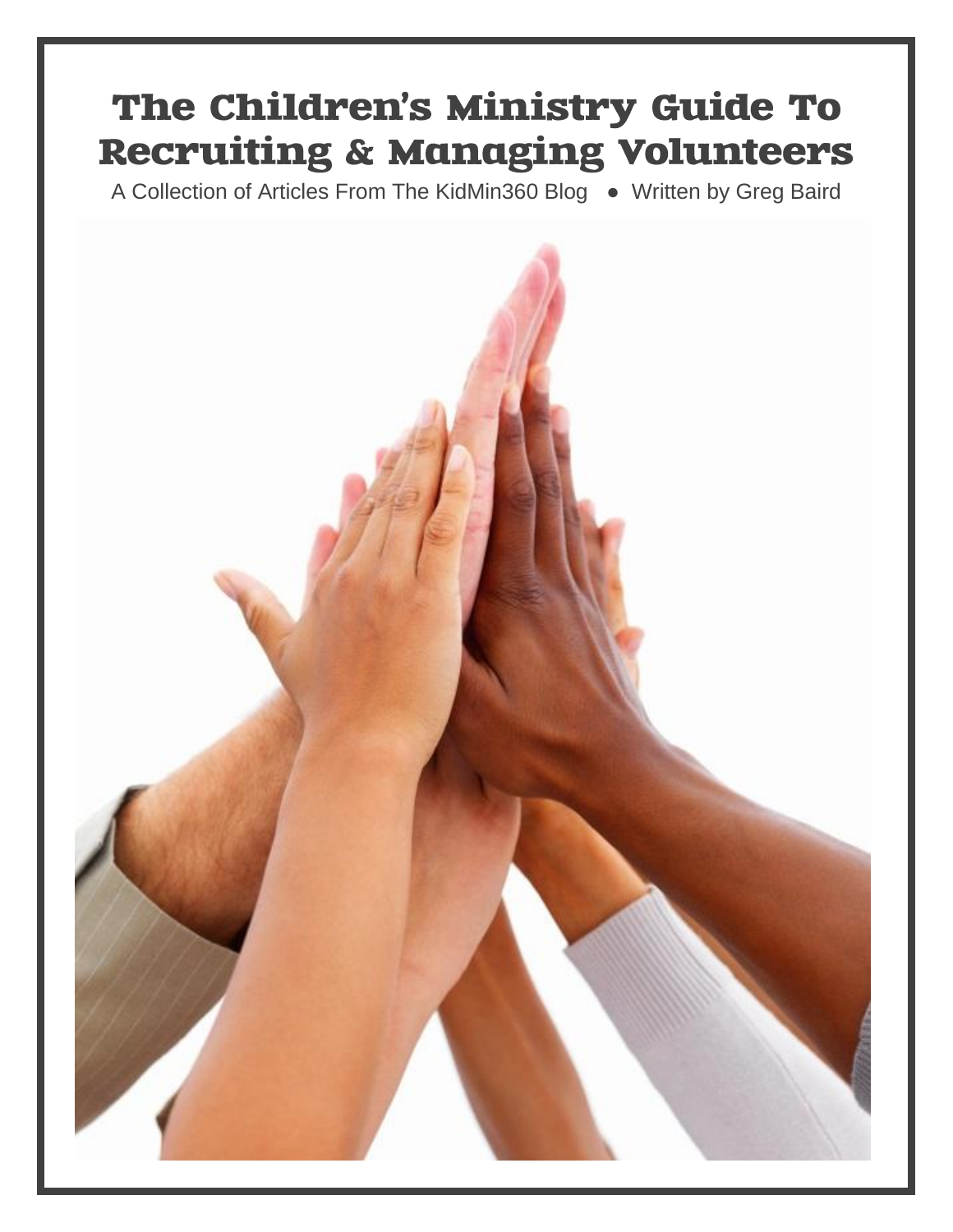# The Children's Ministry Guide To Recruiting & Managing Volunteers

A Collection of Articles From The KidMin360 Blog • Written by Greg Baird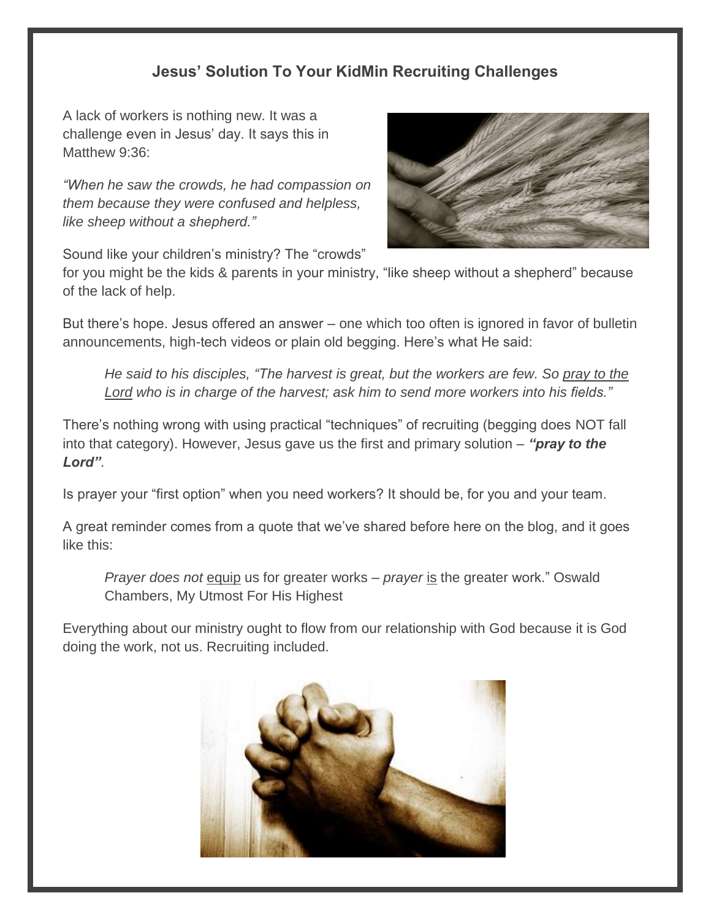## Jesus' Solution To Your KidMin Recruiting Challenges

A lack of workers is nothing new. It was a challenge even in Jesus' day. It says this in Matthew 9:36:

*"When he saw the crowds, he had compassion on them because they were confused and helpless, like sheep without a shepherd."*

Sound like your children's ministry? The "crowds" for you might be the kids & parents in your ministry, "like sheep without a shepherd" because of the lack of help.

But there's hope. Jesus offered an answer – one which too often is ignored in favor of bulletin announcements, high-tech videos or plain old begging. Here's what He said:

> *He said to his disciples, "The harvest is great, but the workers are few. So <u>pray to the Lord</u> who is in charge of the harvest; ask him to send more workers into his fields."*

There's nothing wrong with using practical "techniques" of recruiting (begging does NOT fall into that category). However, Jesus gave us the first and primary solution – ***"pray to the Lord"***.

Is prayer your "first option" when you need workers? It should be, for you and your team.

A great reminder comes from a quote that we've shared before here on the blog, and it goes like this:

> *Prayer does not* <u>equip</u> us for greater works – *prayer* <u>is</u> the greater work." Oswald Chambers, My Utmost For His Highest

Everything about our ministry ought to flow from our relationship with God because it is God doing the work, not us. Recruiting included.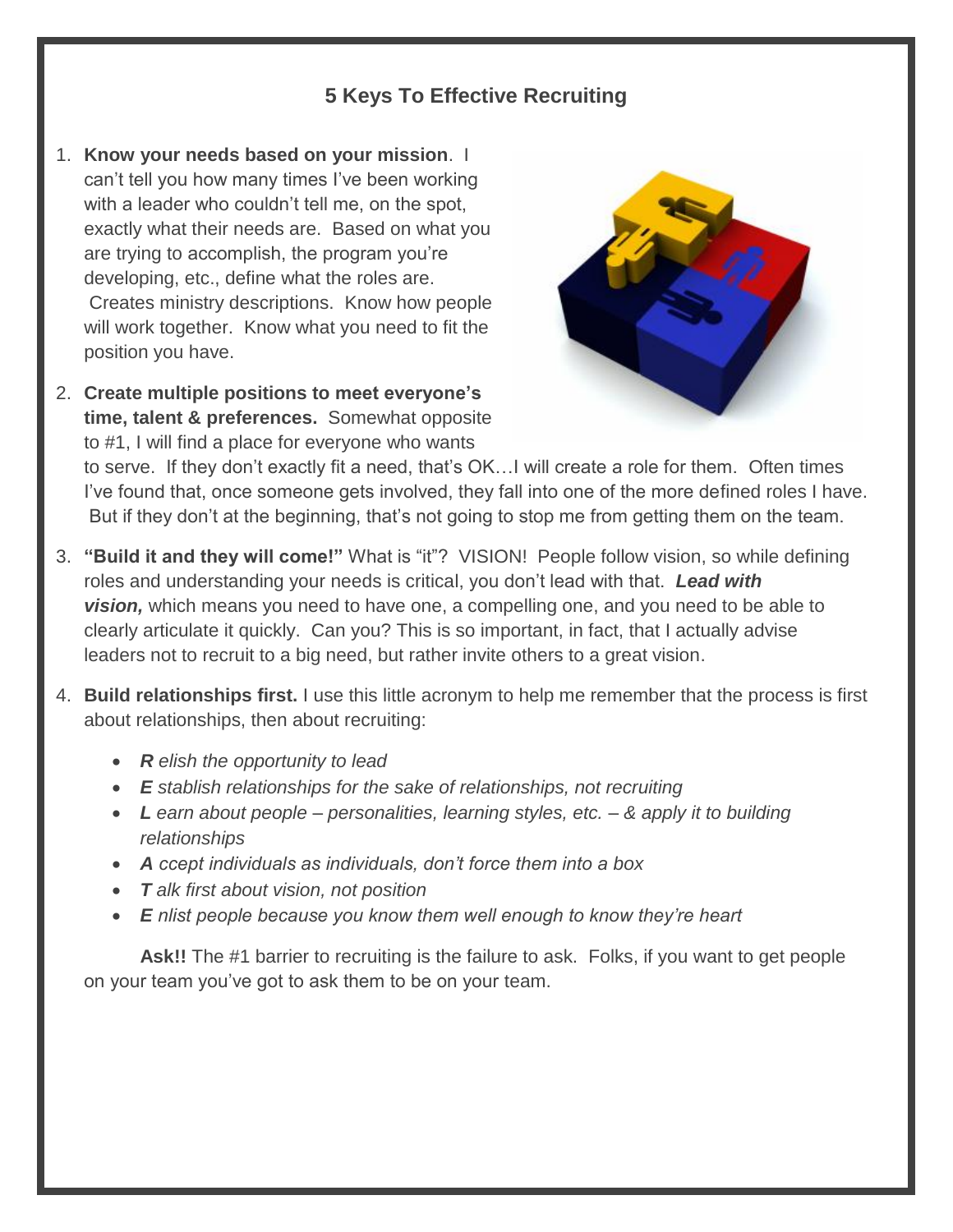## 5 Keys To Effective Recruiting

1. **Know your needs based on your mission**. I can't tell you how many times I've been working with a leader who couldn't tell me, on the spot, exactly what their needs are. Based on what you are trying to accomplish, the program you're developing, etc., define what the roles are. Creates ministry descriptions. Know how people will work together. Know what you need to fit the position you have.

2. **Create multiple positions to meet everyone's time, talent & preferences.** Somewhat opposite to #1, I will find a place for everyone who wants to serve. If they don't exactly fit a need, that's OK…I will create a role for them. Often times I've found that, once someone gets involved, they fall into one of the more defined roles I have. But if they don't at the beginning, that's not going to stop me from getting them on the team.

3. **"Build it and they will come!"** What is "it"? VISION! People follow vision, so while defining roles and understanding your needs is critical, you don't lead with that. ***Lead with vision,*** which means you need to have one, a compelling one, and you need to be able to clearly articulate it quickly. Can you? This is so important, in fact, that I actually advise leaders not to recruit to a big need, but rather invite others to a great vision.

4. **Build relationships first.** I use this little acronym to help me remember that the process is first about relationships, then about recruiting:

   - ***R*** *elish the opportunity to lead*
   - ***E*** *stablish relationships for the sake of relationships, not recruiting*
   - ***L*** *earn about people – personalities, learning styles, etc. – & apply it to building relationships*
   - ***A*** *ccept individuals as individuals, don't force them into a box*
   - ***T*** *alk first about vision, not position*
   - ***E*** *nlist people because you know them well enough to know they're heart*

   **Ask!!** The #1 barrier to recruiting is the failure to ask. Folks, if you want to get people on your team you've got to ask them to be on your team.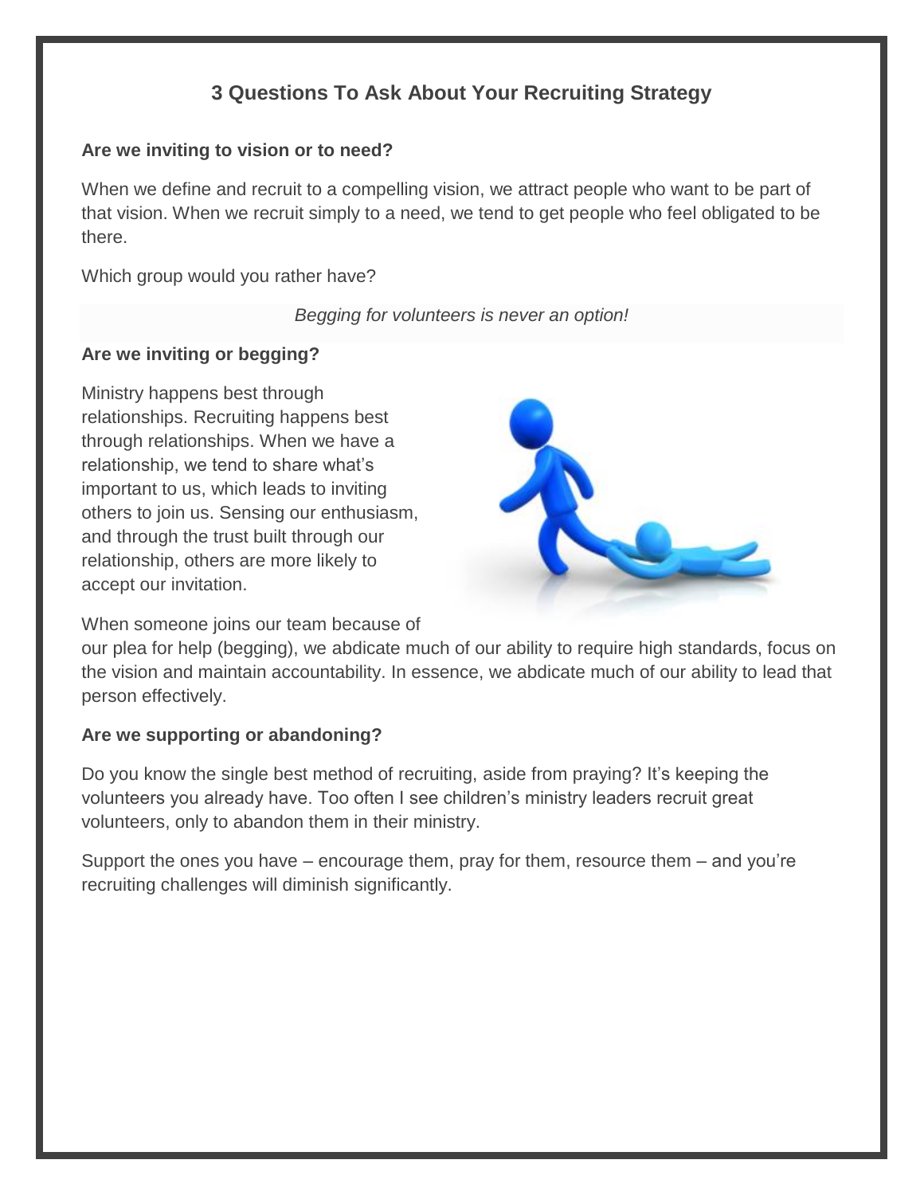## 3 Questions To Ask About Your Recruiting Strategy

**Are we inviting to vision or to need?**

When we define and recruit to a compelling vision, we attract people who want to be part of that vision. When we recruit simply to a need, we tend to get people who feel obligated to be there.

Which group would you rather have?

*Begging for volunteers is never an option!*

**Are we inviting or begging?**

Ministry happens best through relationships. Recruiting happens best through relationships. When we have a relationship, we tend to share what's important to us, which leads to inviting others to join us. Sensing our enthusiasm, and through the trust built through our relationship, others are more likely to accept our invitation.

When someone joins our team because of our plea for help (begging), we abdicate much of our ability to require high standards, focus on the vision and maintain accountability. In essence, we abdicate much of our ability to lead that person effectively.

**Are we supporting or abandoning?**

Do you know the single best method of recruiting, aside from praying? It's keeping the volunteers you already have. Too often I see children's ministry leaders recruit great volunteers, only to abandon them in their ministry.

Support the ones you have – encourage them, pray for them, resource them – and you're recruiting challenges will diminish significantly.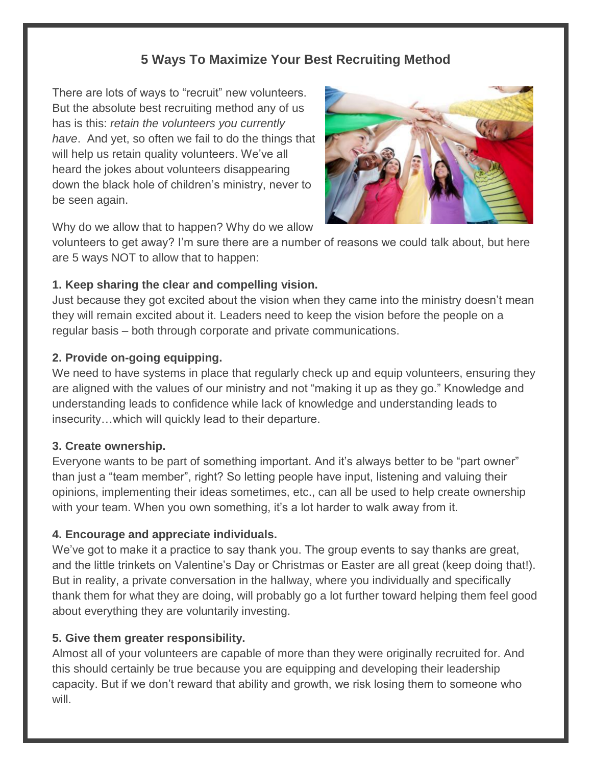## 5 Ways To Maximize Your Best Recruiting Method

There are lots of ways to "recruit" new volunteers. But the absolute best recruiting method any of us has is this: *retain the volunteers you currently have*. And yet, so often we fail to do the things that will help us retain quality volunteers. We've all heard the jokes about volunteers disappearing down the black hole of children's ministry, never to be seen again.

Why do we allow that to happen? Why do we allow volunteers to get away? I'm sure there are a number of reasons we could talk about, but here are 5 ways NOT to allow that to happen:

**1. Keep sharing the clear and compelling vision.**
Just because they got excited about the vision when they came into the ministry doesn't mean they will remain excited about it. Leaders need to keep the vision before the people on a regular basis – both through corporate and private communications.

**2. Provide on-going equipping.**
We need to have systems in place that regularly check up and equip volunteers, ensuring they are aligned with the values of our ministry and not "making it up as they go." Knowledge and understanding leads to confidence while lack of knowledge and understanding leads to insecurity…which will quickly lead to their departure.

**3. Create ownership.**
Everyone wants to be part of something important. And it's always better to be "part owner" than just a "team member", right? So letting people have input, listening and valuing their opinions, implementing their ideas sometimes, etc., can all be used to help create ownership with your team. When you own something, it's a lot harder to walk away from it.

**4. Encourage and appreciate individuals.**
We've got to make it a practice to say thank you. The group events to say thanks are great, and the little trinkets on Valentine's Day or Christmas or Easter are all great (keep doing that!). But in reality, a private conversation in the hallway, where you individually and specifically thank them for what they are doing, will probably go a lot further toward helping them feel good about everything they are voluntarily investing.

**5. Give them greater responsibility.**
Almost all of your volunteers are capable of more than they were originally recruited for. And this should certainly be true because you are equipping and developing their leadership capacity. But if we don't reward that ability and growth, we risk losing them to someone who will.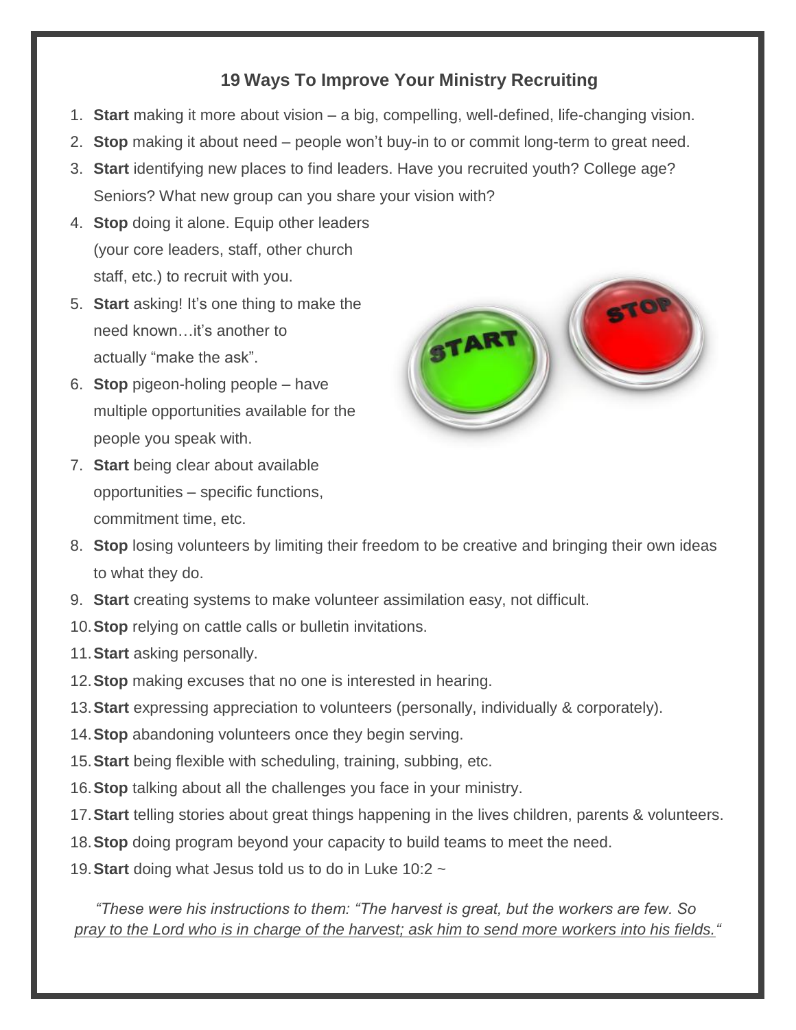## 19 Ways To Improve Your Ministry Recruiting

1. **Start** making it more about vision – a big, compelling, well-defined, life-changing vision.
2. **Stop** making it about need – people won't buy-in to or commit long-term to great need.
3. **Start** identifying new places to find leaders. Have you recruited youth? College age? Seniors? What new group can you share your vision with?
4. **Stop** doing it alone. Equip other leaders (your core leaders, staff, other church staff, etc.) to recruit with you.
5. **Start** asking! It's one thing to make the need known…it's another to actually "make the ask".
6. **Stop** pigeon-holing people – have multiple opportunities available for the people you speak with.
7. **Start** being clear about available opportunities – specific functions, commitment time, etc.
8. **Stop** losing volunteers by limiting their freedom to be creative and bringing their own ideas to what they do.
9. **Start** creating systems to make volunteer assimilation easy, not difficult.
10. **Stop** relying on cattle calls or bulletin invitations.
11. **Start** asking personally.
12. **Stop** making excuses that no one is interested in hearing.
13. **Start** expressing appreciation to volunteers (personally, individually & corporately).
14. **Stop** abandoning volunteers once they begin serving.
15. **Start** being flexible with scheduling, training, subbing, etc.
16. **Stop** talking about all the challenges you face in your ministry.
17. **Start** telling stories about great things happening in the lives children, parents & volunteers.
18. **Stop** doing program beyond your capacity to build teams to meet the need.
19. **Start** doing what Jesus told us to do in Luke 10:2 ~

*"These were his instructions to them: "The harvest is great, but the workers are few. So pray to the Lord who is in charge of the harvest; ask him to send more workers into his fields."*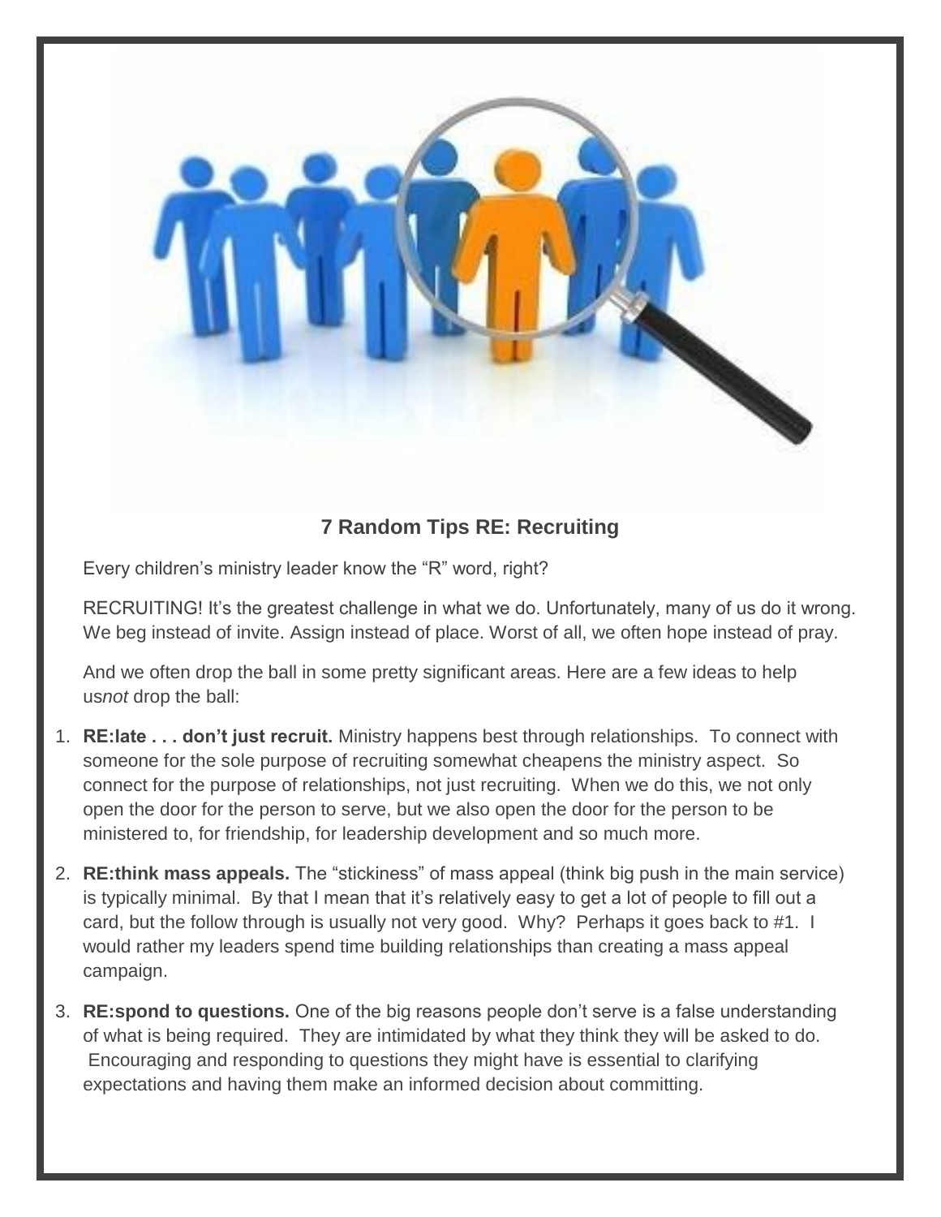### 7 Random Tips RE: Recruiting

Every children's ministry leader know the "R" word, right?

RECRUITING! It's the greatest challenge in what we do. Unfortunately, many of us do it wrong. We beg instead of invite. Assign instead of place. Worst of all, we often hope instead of pray.

And we often drop the ball in some pretty significant areas. Here are a few ideas to help us*not* drop the ball:

1. **RE:late . . . don't just recruit.** Ministry happens best through relationships. To connect with someone for the sole purpose of recruiting somewhat cheapens the ministry aspect. So connect for the purpose of relationships, not just recruiting. When we do this, we not only open the door for the person to serve, but we also open the door for the person to be ministered to, for friendship, for leadership development and so much more.
2. **RE:think mass appeals.** The "stickiness" of mass appeal (think big push in the main service) is typically minimal. By that I mean that it's relatively easy to get a lot of people to fill out a card, but the follow through is usually not very good. Why? Perhaps it goes back to #1. I would rather my leaders spend time building relationships than creating a mass appeal campaign.
3. **RE:spond to questions.** One of the big reasons people don't serve is a false understanding of what is being required. They are intimidated by what they think they will be asked to do. Encouraging and responding to questions they might have is essential to clarifying expectations and having them make an informed decision about committing.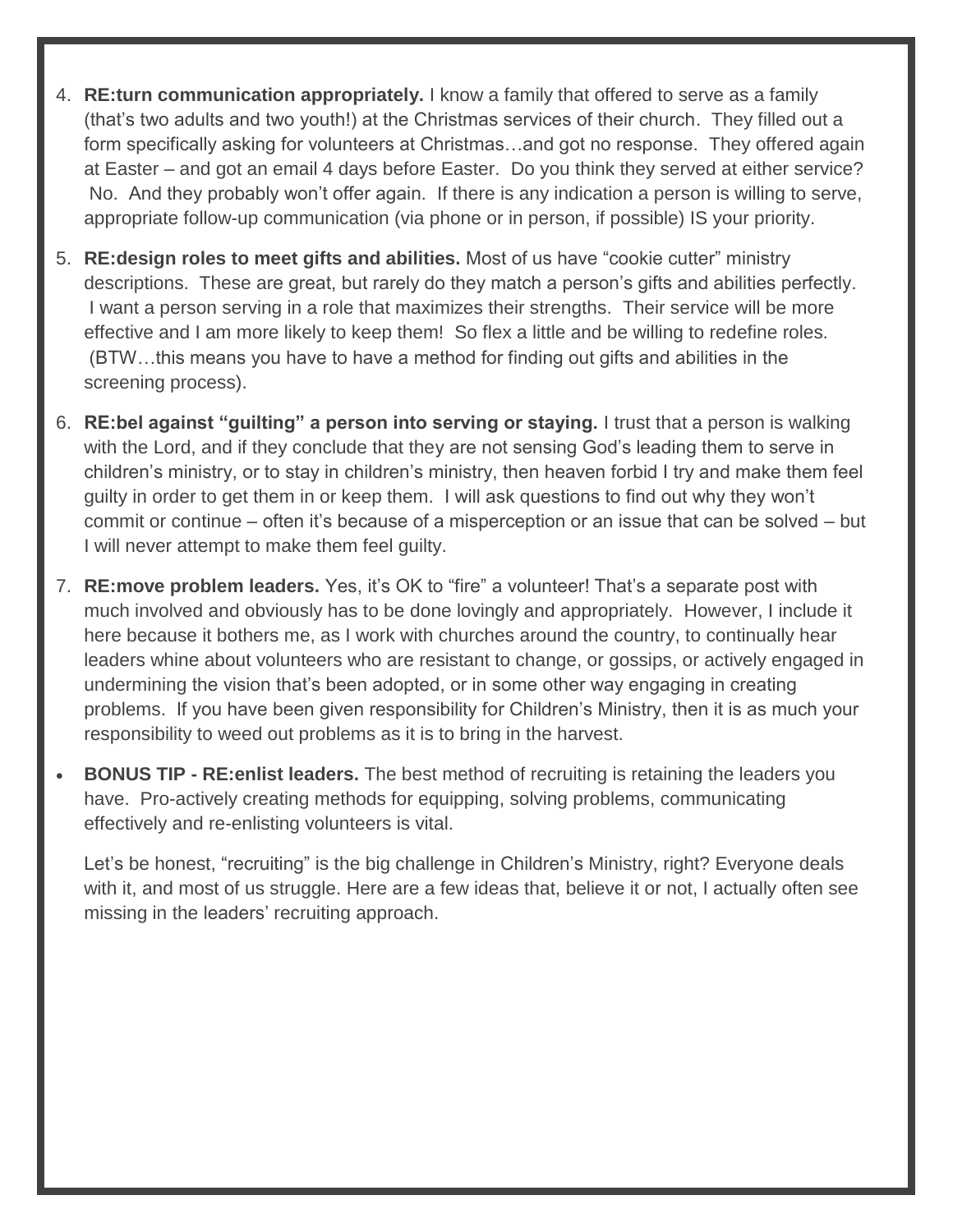4. **RE:turn communication appropriately.** I know a family that offered to serve as a family (that's two adults and two youth!) at the Christmas services of their church. They filled out a form specifically asking for volunteers at Christmas…and got no response. They offered again at Easter – and got an email 4 days before Easter. Do you think they served at either service? No. And they probably won't offer again. If there is any indication a person is willing to serve, appropriate follow-up communication (via phone or in person, if possible) IS your priority.
5. **RE:design roles to meet gifts and abilities.** Most of us have "cookie cutter" ministry descriptions. These are great, but rarely do they match a person's gifts and abilities perfectly. I want a person serving in a role that maximizes their strengths. Their service will be more effective and I am more likely to keep them! So flex a little and be willing to redefine roles. (BTW…this means you have to have a method for finding out gifts and abilities in the screening process).
6. **RE:bel against "guilting" a person into serving or staying.** I trust that a person is walking with the Lord, and if they conclude that they are not sensing God's leading them to serve in children's ministry, or to stay in children's ministry, then heaven forbid I try and make them feel guilty in order to get them in or keep them. I will ask questions to find out why they won't commit or continue – often it's because of a misperception or an issue that can be solved – but I will never attempt to make them feel guilty.
7. **RE:move problem leaders.** Yes, it's OK to "fire" a volunteer! That's a separate post with much involved and obviously has to be done lovingly and appropriately. However, I include it here because it bothers me, as I work with churches around the country, to continually hear leaders whine about volunteers who are resistant to change, or gossips, or actively engaged in undermining the vision that's been adopted, or in some other way engaging in creating problems. If you have been given responsibility for Children's Ministry, then it is as much your responsibility to weed out problems as it is to bring in the harvest.

- **BONUS TIP - RE:enlist leaders.** The best method of recruiting is retaining the leaders you have. Pro-actively creating methods for equipping, solving problems, communicating effectively and re-enlisting volunteers is vital.

  Let's be honest, "recruiting" is the big challenge in Children's Ministry, right? Everyone deals with it, and most of us struggle. Here are a few ideas that, believe it or not, I actually often see missing in the leaders' recruiting approach.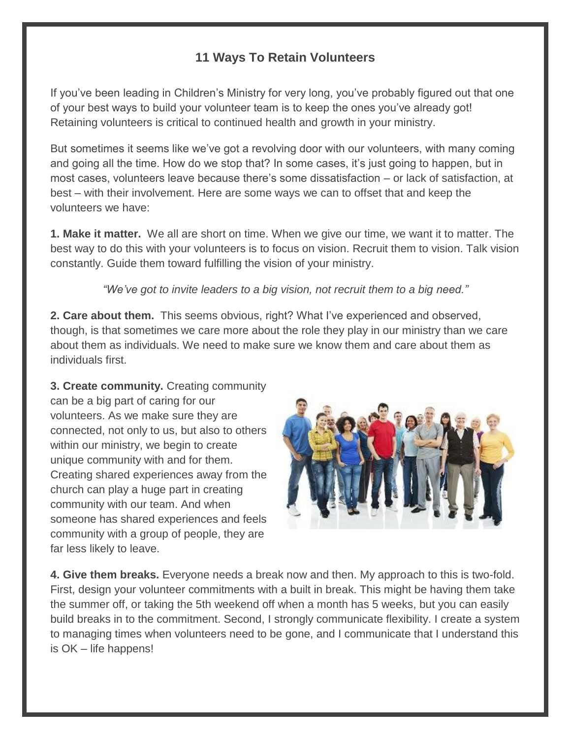# 11 Ways To Retain Volunteers

If you've been leading in Children's Ministry for very long, you've probably figured out that one of your best ways to build your volunteer team is to keep the ones you've already got! Retaining volunteers is critical to continued health and growth in your ministry.

But sometimes it seems like we've got a revolving door with our volunteers, with many coming and going all the time. How do we stop that? In some cases, it's just going to happen, but in most cases, volunteers leave because there's some dissatisfaction – or lack of satisfaction, at best – with their involvement. Here are some ways we can to offset that and keep the volunteers we have:

**1. Make it matter.** We all are short on time. When we give our time, we want it to matter. The best way to do this with your volunteers is to focus on vision. Recruit them to vision. Talk vision constantly. Guide them toward fulfilling the vision of your ministry.

*"We've got to invite leaders to a big vision, not recruit them to a big need."*

**2. Care about them.** This seems obvious, right? What I've experienced and observed, though, is that sometimes we care more about the role they play in our ministry than we care about them as individuals. We need to make sure we know them and care about them as individuals first.

**3. Create community.** Creating community can be a big part of caring for our volunteers. As we make sure they are connected, not only to us, but also to others within our ministry, we begin to create unique community with and for them. Creating shared experiences away from the church can play a huge part in creating community with our team. And when someone has shared experiences and feels community with a group of people, they are far less likely to leave.

**4. Give them breaks.** Everyone needs a break now and then. My approach to this is two-fold. First, design your volunteer commitments with a built in break. This might be having them take the summer off, or taking the 5th weekend off when a month has 5 weeks, but you can easily build breaks in to the commitment. Second, I strongly communicate flexibility. I create a system to managing times when volunteers need to be gone, and I communicate that I understand this is OK – life happens!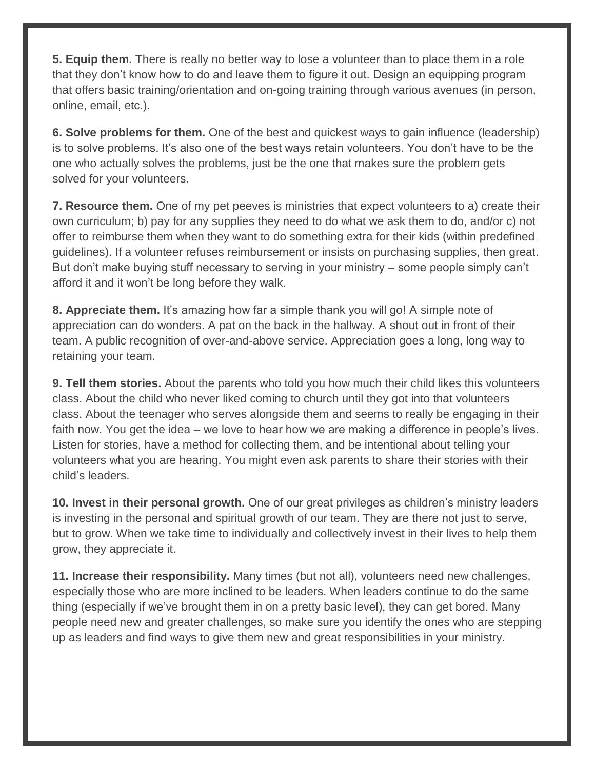**5. Equip them.** There is really no better way to lose a volunteer than to place them in a role that they don't know how to do and leave them to figure it out. Design an equipping program that offers basic training/orientation and on-going training through various avenues (in person, online, email, etc.).

**6. Solve problems for them.** One of the best and quickest ways to gain influence (leadership) is to solve problems. It's also one of the best ways retain volunteers. You don't have to be the one who actually solves the problems, just be the one that makes sure the problem gets solved for your volunteers.

**7. Resource them.** One of my pet peeves is ministries that expect volunteers to a) create their own curriculum; b) pay for any supplies they need to do what we ask them to do, and/or c) not offer to reimburse them when they want to do something extra for their kids (within predefined guidelines). If a volunteer refuses reimbursement or insists on purchasing supplies, then great. But don't make buying stuff necessary to serving in your ministry – some people simply can't afford it and it won't be long before they walk.

**8. Appreciate them.** It's amazing how far a simple thank you will go! A simple note of appreciation can do wonders. A pat on the back in the hallway. A shout out in front of their team. A public recognition of over-and-above service. Appreciation goes a long, long way to retaining your team.

**9. Tell them stories.** About the parents who told you how much their child likes this volunteers class. About the child who never liked coming to church until they got into that volunteers class. About the teenager who serves alongside them and seems to really be engaging in their faith now. You get the idea – we love to hear how we are making a difference in people's lives. Listen for stories, have a method for collecting them, and be intentional about telling your volunteers what you are hearing. You might even ask parents to share their stories with their child's leaders.

**10. Invest in their personal growth.** One of our great privileges as children's ministry leaders is investing in the personal and spiritual growth of our team. They are there not just to serve, but to grow. When we take time to individually and collectively invest in their lives to help them grow, they appreciate it.

**11. Increase their responsibility.** Many times (but not all), volunteers need new challenges, especially those who are more inclined to be leaders. When leaders continue to do the same thing (especially if we've brought them in on a pretty basic level), they can get bored. Many people need new and greater challenges, so make sure you identify the ones who are stepping up as leaders and find ways to give them new and great responsibilities in your ministry.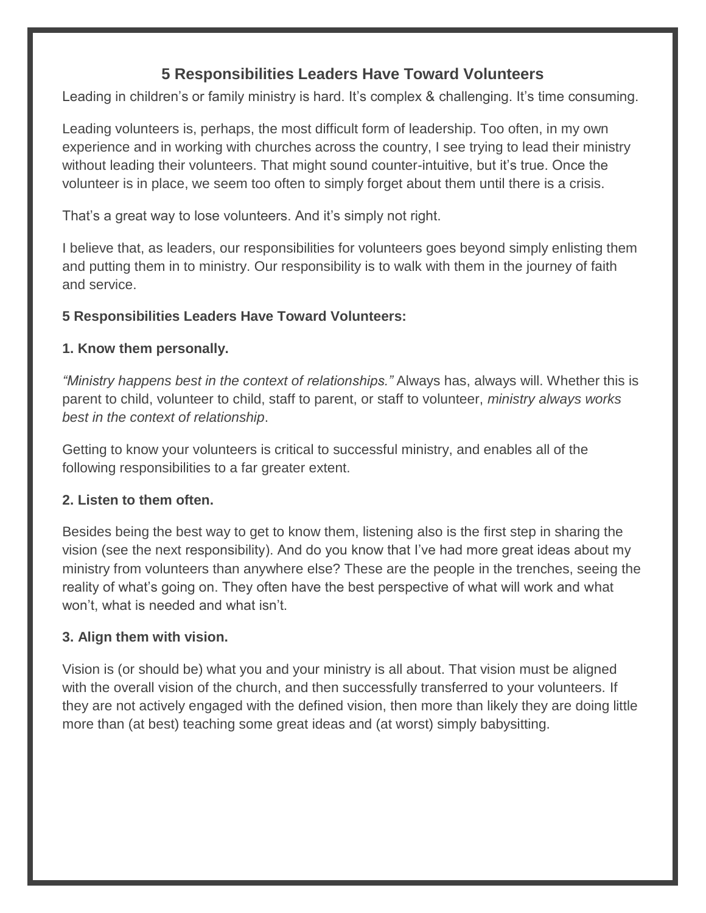## 5 Responsibilities Leaders Have Toward Volunteers

Leading in children's or family ministry is hard. It's complex & challenging. It's time consuming.

Leading volunteers is, perhaps, the most difficult form of leadership. Too often, in my own experience and in working with churches across the country, I see trying to lead their ministry without leading their volunteers. That might sound counter-intuitive, but it's true. Once the volunteer is in place, we seem too often to simply forget about them until there is a crisis.

That's a great way to lose volunteers. And it's simply not right.

I believe that, as leaders, our responsibilities for volunteers goes beyond simply enlisting them and putting them in to ministry. Our responsibility is to walk with them in the journey of faith and service.

**5 Responsibilities Leaders Have Toward Volunteers:**

**1. Know them personally.**

*"Ministry happens best in the context of relationships."* Always has, always will. Whether this is parent to child, volunteer to child, staff to parent, or staff to volunteer, *ministry always works best in the context of relationship*.

Getting to know your volunteers is critical to successful ministry, and enables all of the following responsibilities to a far greater extent.

**2. Listen to them often.**

Besides being the best way to get to know them, listening also is the first step in sharing the vision (see the next responsibility). And do you know that I've had more great ideas about my ministry from volunteers than anywhere else? These are the people in the trenches, seeing the reality of what's going on. They often have the best perspective of what will work and what won't, what is needed and what isn't.

**3. Align them with vision.**

Vision is (or should be) what you and your ministry is all about. That vision must be aligned with the overall vision of the church, and then successfully transferred to your volunteers. If they are not actively engaged with the defined vision, then more than likely they are doing little more than (at best) teaching some great ideas and (at worst) simply babysitting.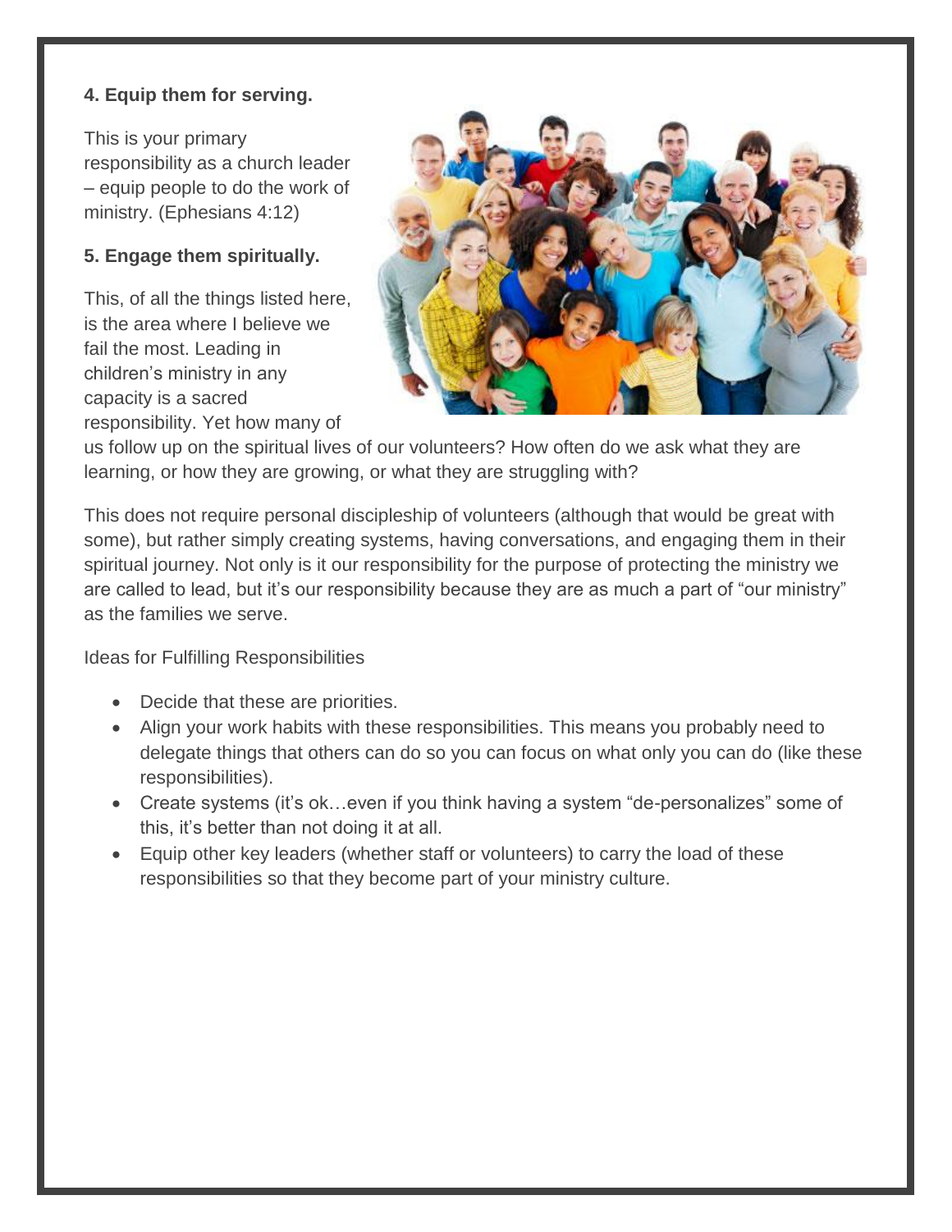**4. Equip them for serving.**

This is your primary responsibility as a church leader – equip people to do the work of ministry. (Ephesians 4:12)

**5. Engage them spiritually.**

This, of all the things listed here, is the area where I believe we fail the most. Leading in children's ministry in any capacity is a sacred responsibility. Yet how many of us follow up on the spiritual lives of our volunteers? How often do we ask what they are learning, or how they are growing, or what they are struggling with?

This does not require personal discipleship of volunteers (although that would be great with some), but rather simply creating systems, having conversations, and engaging them in their spiritual journey. Not only is it our responsibility for the purpose of protecting the ministry we are called to lead, but it's our responsibility because they are as much a part of "our ministry" as the families we serve.

Ideas for Fulfilling Responsibilities

- Decide that these are priorities.
- Align your work habits with these responsibilities. This means you probably need to delegate things that others can do so you can focus on what only you can do (like these responsibilities).
- Create systems (it's ok…even if you think having a system "de-personalizes" some of this, it's better than not doing it at all.
- Equip other key leaders (whether staff or volunteers) to carry the load of these responsibilities so that they become part of your ministry culture.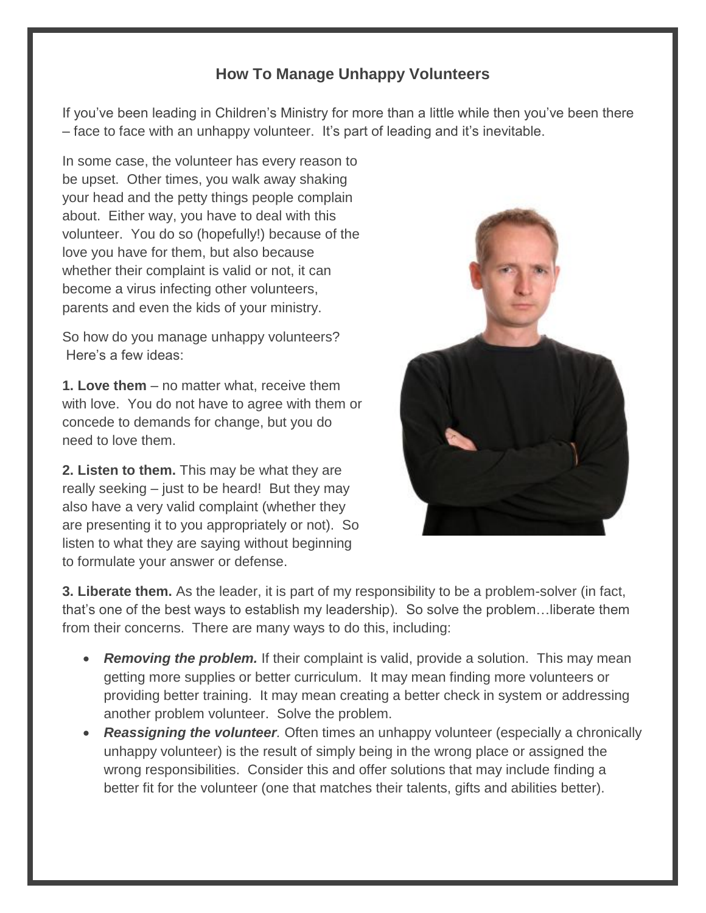## How To Manage Unhappy Volunteers

If you've been leading in Children's Ministry for more than a little while then you've been there – face to face with an unhappy volunteer. It's part of leading and it's inevitable.

In some case, the volunteer has every reason to be upset. Other times, you walk away shaking your head and the petty things people complain about. Either way, you have to deal with this volunteer. You do so (hopefully!) because of the love you have for them, but also because whether their complaint is valid or not, it can become a virus infecting other volunteers, parents and even the kids of your ministry.

So how do you manage unhappy volunteers? Here's a few ideas:

**1. Love them** – no matter what, receive them with love. You do not have to agree with them or concede to demands for change, but you do need to love them.

**2. Listen to them.** This may be what they are really seeking – just to be heard! But they may also have a very valid complaint (whether they are presenting it to you appropriately or not). So listen to what they are saying without beginning to formulate your answer or defense.

**3. Liberate them.** As the leader, it is part of my responsibility to be a problem-solver (in fact, that's one of the best ways to establish my leadership). So solve the problem…liberate them from their concerns. There are many ways to do this, including:

- ***Removing the problem.*** If their complaint is valid, provide a solution. This may mean getting more supplies or better curriculum. It may mean finding more volunteers or providing better training. It may mean creating a better check in system or addressing another problem volunteer. Solve the problem.
- ***Reassigning the volunteer***. Often times an unhappy volunteer (especially a chronically unhappy volunteer) is the result of simply being in the wrong place or assigned the wrong responsibilities. Consider this and offer solutions that may include finding a better fit for the volunteer (one that matches their talents, gifts and abilities better).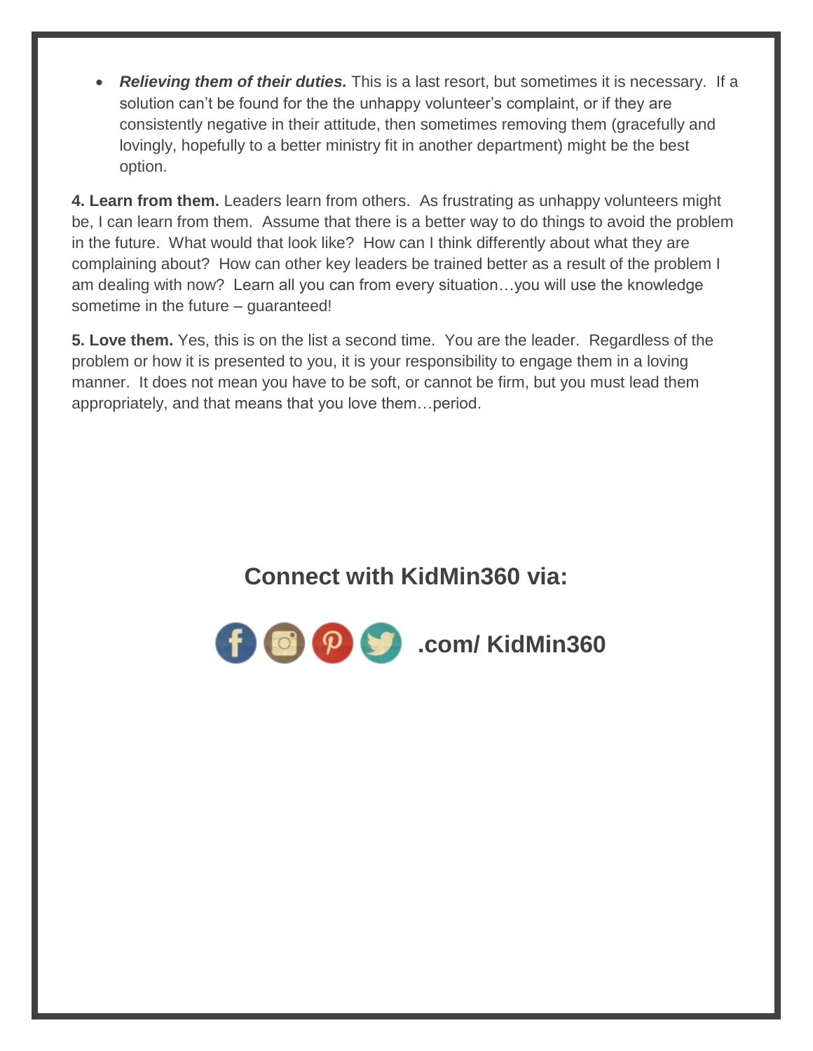- ***Relieving them of their duties.*** This is a last resort, but sometimes it is necessary. If a solution can't be found for the the unhappy volunteer's complaint, or if they are consistently negative in their attitude, then sometimes removing them (gracefully and lovingly, hopefully to a better ministry fit in another department) might be the best option.

**4. Learn from them.** Leaders learn from others. As frustrating as unhappy volunteers might be, I can learn from them. Assume that there is a better way to do things to avoid the problem in the future. What would that look like? How can I think differently about what they are complaining about? How can other key leaders be trained better as a result of the problem I am dealing with now? Learn all you can from every situation…you will use the knowledge sometime in the future – guaranteed!

**5. Love them.** Yes, this is on the list a second time. You are the leader. Regardless of the problem or how it is presented to you, it is your responsibility to engage them in a loving manner. It does not mean you have to be soft, or cannot be firm, but you must lead them appropriately, and that means that you love them…period.

## Connect with KidMin360 via:

**.com/ KidMin360**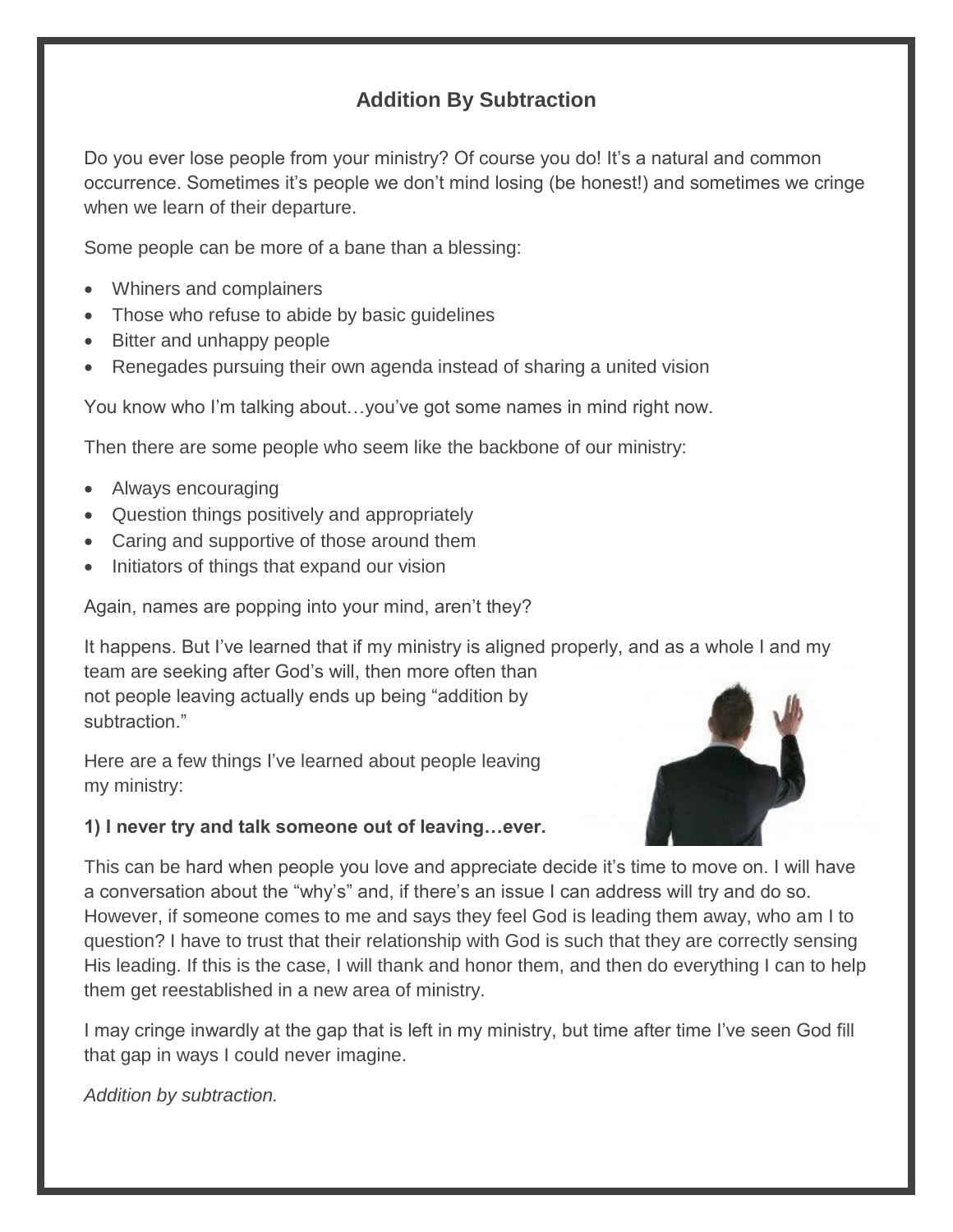## Addition By Subtraction

Do you ever lose people from your ministry? Of course you do! It's a natural and common occurrence. Sometimes it's people we don't mind losing (be honest!) and sometimes we cringe when we learn of their departure.

Some people can be more of a bane than a blessing:

- Whiners and complainers
- Those who refuse to abide by basic guidelines
- Bitter and unhappy people
- Renegades pursuing their own agenda instead of sharing a united vision

You know who I'm talking about…you've got some names in mind right now.

Then there are some people who seem like the backbone of our ministry:

- Always encouraging
- Question things positively and appropriately
- Caring and supportive of those around them
- Initiators of things that expand our vision

Again, names are popping into your mind, aren't they?

It happens. But I've learned that if my ministry is aligned properly, and as a whole I and my team are seeking after God's will, then more often than not people leaving actually ends up being "addition by subtraction."

Here are a few things I've learned about people leaving my ministry:

**1) I never try and talk someone out of leaving…ever.**

This can be hard when people you love and appreciate decide it's time to move on. I will have a conversation about the "why's" and, if there's an issue I can address will try and do so. However, if someone comes to me and says they feel God is leading them away, who am I to question? I have to trust that their relationship with God is such that they are correctly sensing His leading. If this is the case, I will thank and honor them, and then do everything I can to help them get reestablished in a new area of ministry.

I may cringe inwardly at the gap that is left in my ministry, but time after time I've seen God fill that gap in ways I could never imagine.

*Addition by subtraction.*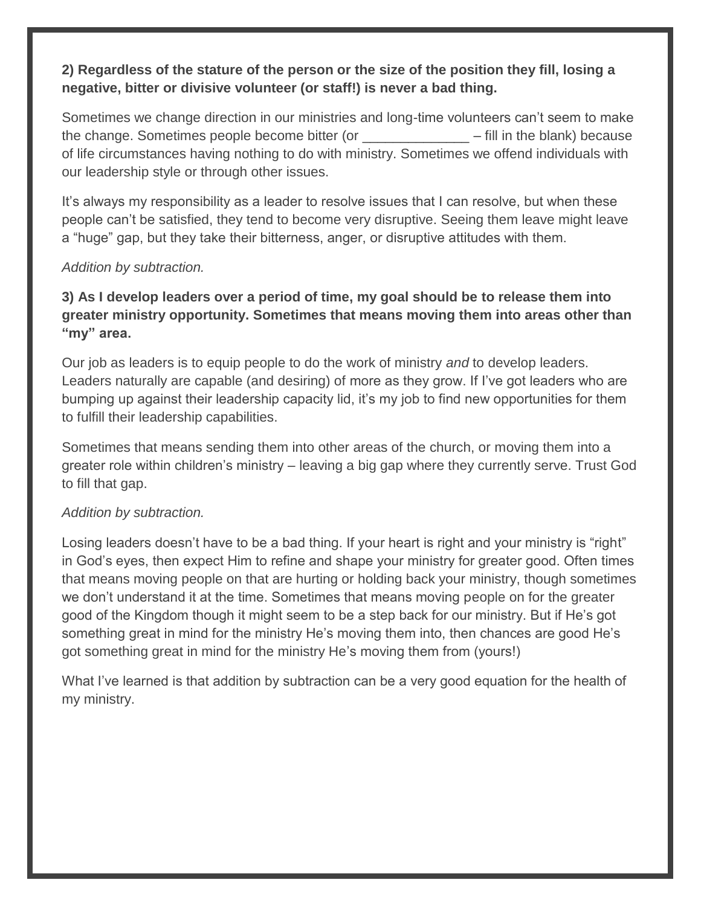**2) Regardless of the stature of the person or the size of the position they fill, losing a negative, bitter or divisive volunteer (or staff!) is never a bad thing.**

Sometimes we change direction in our ministries and long-time volunteers can't seem to make the change. Sometimes people become bitter (or ______________ – fill in the blank) because of life circumstances having nothing to do with ministry. Sometimes we offend individuals with our leadership style or through other issues.

It's always my responsibility as a leader to resolve issues that I can resolve, but when these people can't be satisfied, they tend to become very disruptive. Seeing them leave might leave a "huge" gap, but they take their bitterness, anger, or disruptive attitudes with them.

*Addition by subtraction.*

**3) As I develop leaders over a period of time, my goal should be to release them into greater ministry opportunity. Sometimes that means moving them into areas other than "my" area.**

Our job as leaders is to equip people to do the work of ministry *and* to develop leaders. Leaders naturally are capable (and desiring) of more as they grow. If I've got leaders who are bumping up against their leadership capacity lid, it's my job to find new opportunities for them to fulfill their leadership capabilities.

Sometimes that means sending them into other areas of the church, or moving them into a greater role within children's ministry – leaving a big gap where they currently serve. Trust God to fill that gap.

*Addition by subtraction.*

Losing leaders doesn't have to be a bad thing. If your heart is right and your ministry is "right" in God's eyes, then expect Him to refine and shape your ministry for greater good. Often times that means moving people on that are hurting or holding back your ministry, though sometimes we don't understand it at the time. Sometimes that means moving people on for the greater good of the Kingdom though it might seem to be a step back for our ministry. But if He's got something great in mind for the ministry He's moving them into, then chances are good He's got something great in mind for the ministry He's moving them from (yours!)

What I've learned is that addition by subtraction can be a very good equation for the health of my ministry.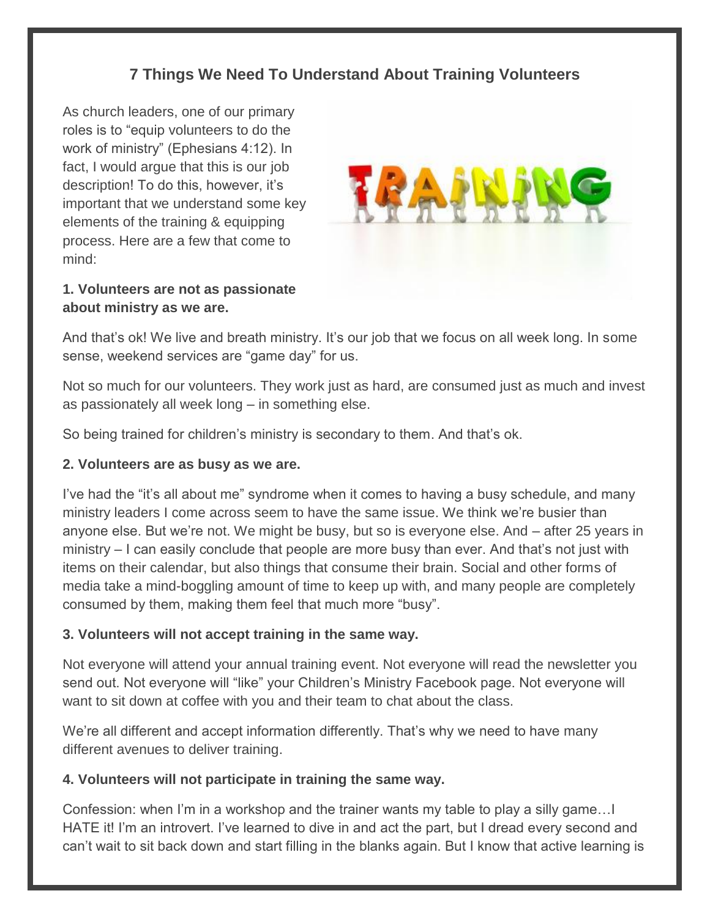## 7 Things We Need To Understand About Training Volunteers

As church leaders, one of our primary roles is to "equip volunteers to do the work of ministry" (Ephesians 4:12). In fact, I would argue that this is our job description! To do this, however, it's important that we understand some key elements of the training & equipping process. Here are a few that come to mind:

**1. Volunteers are not as passionate about ministry as we are.**

And that's ok! We live and breath ministry. It's our job that we focus on all week long. In some sense, weekend services are "game day" for us.

Not so much for our volunteers. They work just as hard, are consumed just as much and invest as passionately all week long – in something else.

So being trained for children's ministry is secondary to them. And that's ok.

**2. Volunteers are as busy as we are.**

I've had the "it's all about me" syndrome when it comes to having a busy schedule, and many ministry leaders I come across seem to have the same issue. We think we're busier than anyone else. But we're not. We might be busy, but so is everyone else. And – after 25 years in ministry – I can easily conclude that people are more busy than ever. And that's not just with items on their calendar, but also things that consume their brain. Social and other forms of media take a mind-boggling amount of time to keep up with, and many people are completely consumed by them, making them feel that much more "busy".

**3. Volunteers will not accept training in the same way.**

Not everyone will attend your annual training event. Not everyone will read the newsletter you send out. Not everyone will "like" your Children's Ministry Facebook page. Not everyone will want to sit down at coffee with you and their team to chat about the class.

We're all different and accept information differently. That's why we need to have many different avenues to deliver training.

**4. Volunteers will not participate in training the same way.**

Confession: when I'm in a workshop and the trainer wants my table to play a silly game…I HATE it! I'm an introvert. I've learned to dive in and act the part, but I dread every second and can't wait to sit back down and start filling in the blanks again. But I know that active learning is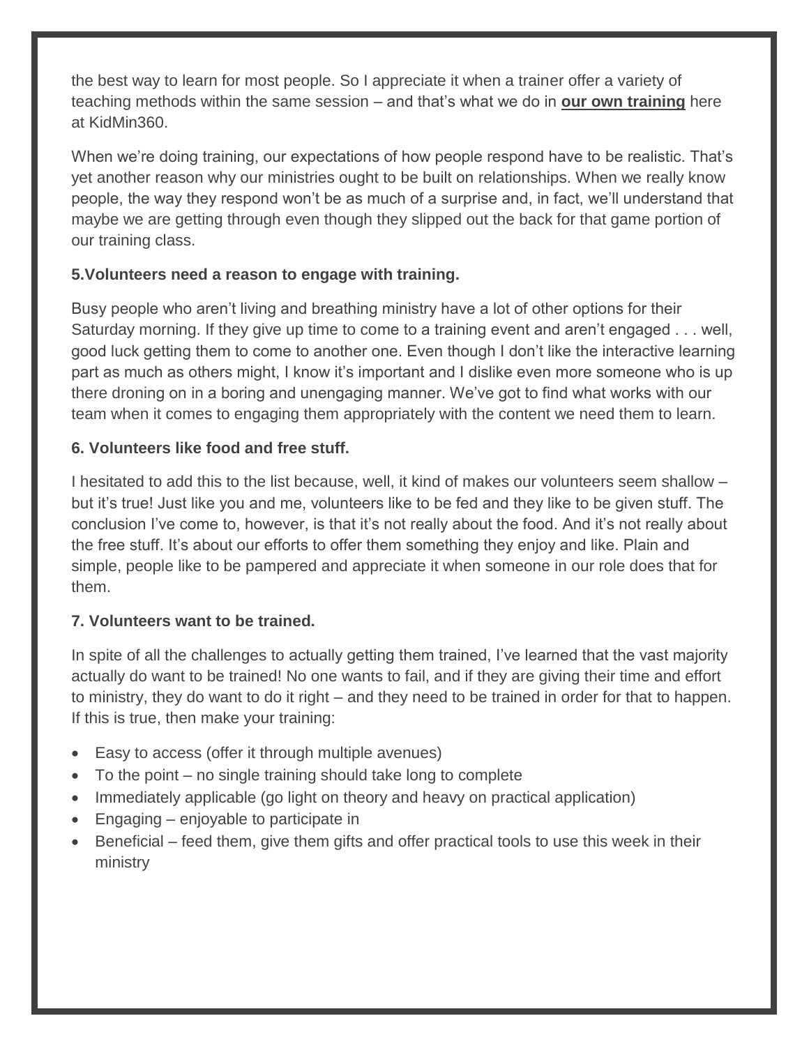the best way to learn for most people. So I appreciate it when a trainer offer a variety of teaching methods within the same session – and that's what we do in **our own training** here at KidMin360.

When we're doing training, our expectations of how people respond have to be realistic. That's yet another reason why our ministries ought to be built on relationships. When we really know people, the way they respond won't be as much of a surprise and, in fact, we'll understand that maybe we are getting through even though they slipped out the back for that game portion of our training class.

**5.Volunteers need a reason to engage with training.**

Busy people who aren't living and breathing ministry have a lot of other options for their Saturday morning. If they give up time to come to a training event and aren't engaged . . . well, good luck getting them to come to another one. Even though I don't like the interactive learning part as much as others might, I know it's important and I dislike even more someone who is up there droning on in a boring and unengaging manner. We've got to find what works with our team when it comes to engaging them appropriately with the content we need them to learn.

**6. Volunteers like food and free stuff.**

I hesitated to add this to the list because, well, it kind of makes our volunteers seem shallow – but it's true! Just like you and me, volunteers like to be fed and they like to be given stuff. The conclusion I've come to, however, is that it's not really about the food. And it's not really about the free stuff. It's about our efforts to offer them something they enjoy and like. Plain and simple, people like to be pampered and appreciate it when someone in our role does that for them.

**7. Volunteers want to be trained.**

In spite of all the challenges to actually getting them trained, I've learned that the vast majority actually do want to be trained! No one wants to fail, and if they are giving their time and effort to ministry, they do want to do it right – and they need to be trained in order for that to happen. If this is true, then make your training:

- Easy to access (offer it through multiple avenues)
- To the point – no single training should take long to complete
- Immediately applicable (go light on theory and heavy on practical application)
- Engaging – enjoyable to participate in
- Beneficial – feed them, give them gifts and offer practical tools to use this week in their ministry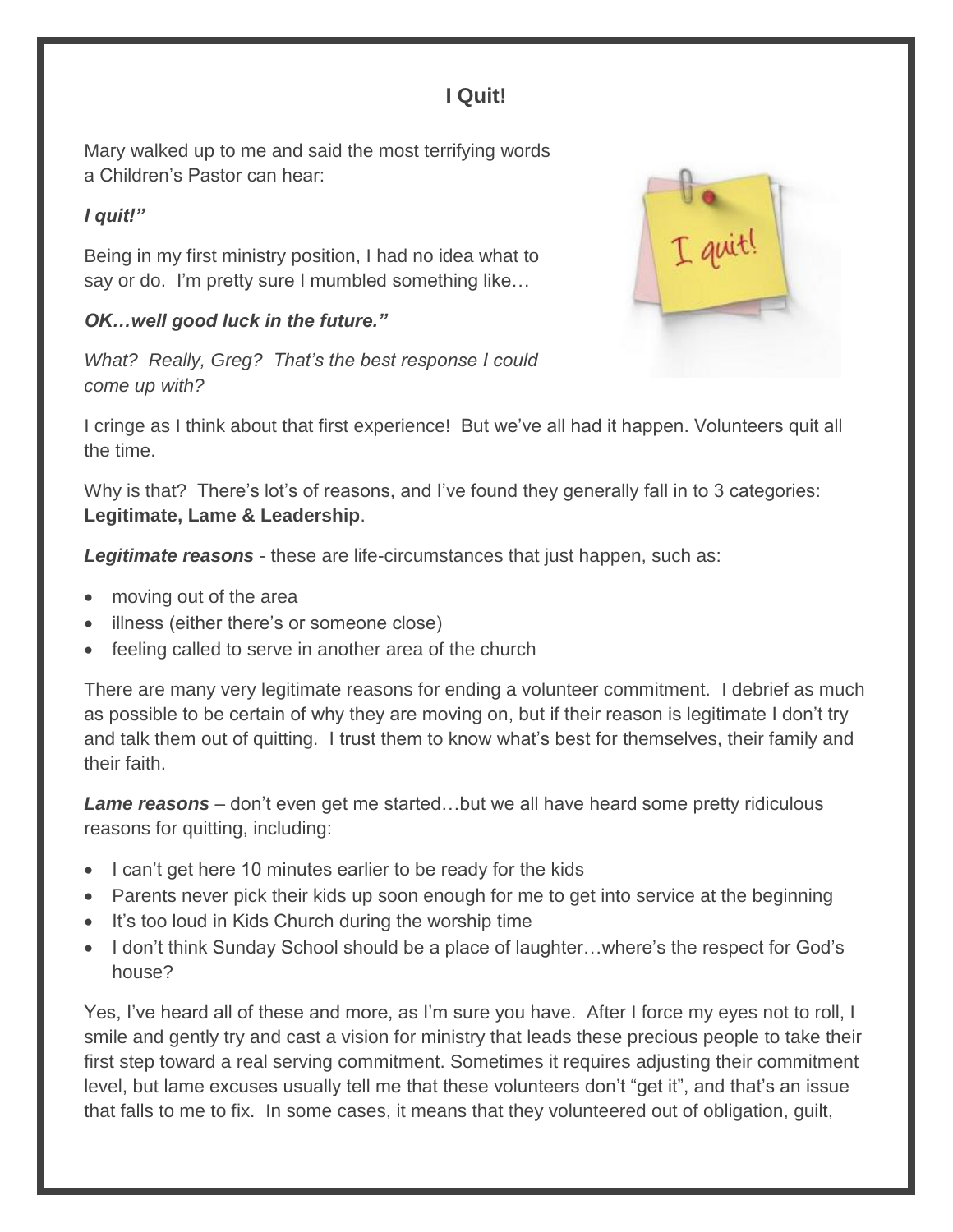## I Quit!

Mary walked up to me and said the most terrifying words a Children's Pastor can hear:

***I quit!"***

Being in my first ministry position, I had no idea what to say or do. I'm pretty sure I mumbled something like…

***OK…well good luck in the future."***

*What? Really, Greg? That's the best response I could come up with?*

I cringe as I think about that first experience! But we've all had it happen. Volunteers quit all the time.

Why is that? There's lot's of reasons, and I've found they generally fall in to 3 categories: **Legitimate, Lame & Leadership**.

***Legitimate reasons*** - these are life-circumstances that just happen, such as:

- moving out of the area
- illness (either there's or someone close)
- feeling called to serve in another area of the church

There are many very legitimate reasons for ending a volunteer commitment. I debrief as much as possible to be certain of why they are moving on, but if their reason is legitimate I don't try and talk them out of quitting. I trust them to know what's best for themselves, their family and their faith.

***Lame reasons*** – don't even get me started…but we all have heard some pretty ridiculous reasons for quitting, including:

- I can't get here 10 minutes earlier to be ready for the kids
- Parents never pick their kids up soon enough for me to get into service at the beginning
- It's too loud in Kids Church during the worship time
- I don't think Sunday School should be a place of laughter…where's the respect for God's house?

Yes, I've heard all of these and more, as I'm sure you have. After I force my eyes not to roll, I smile and gently try and cast a vision for ministry that leads these precious people to take their first step toward a real serving commitment. Sometimes it requires adjusting their commitment level, but lame excuses usually tell me that these volunteers don't "get it", and that's an issue that falls to me to fix. In some cases, it means that they volunteered out of obligation, guilt,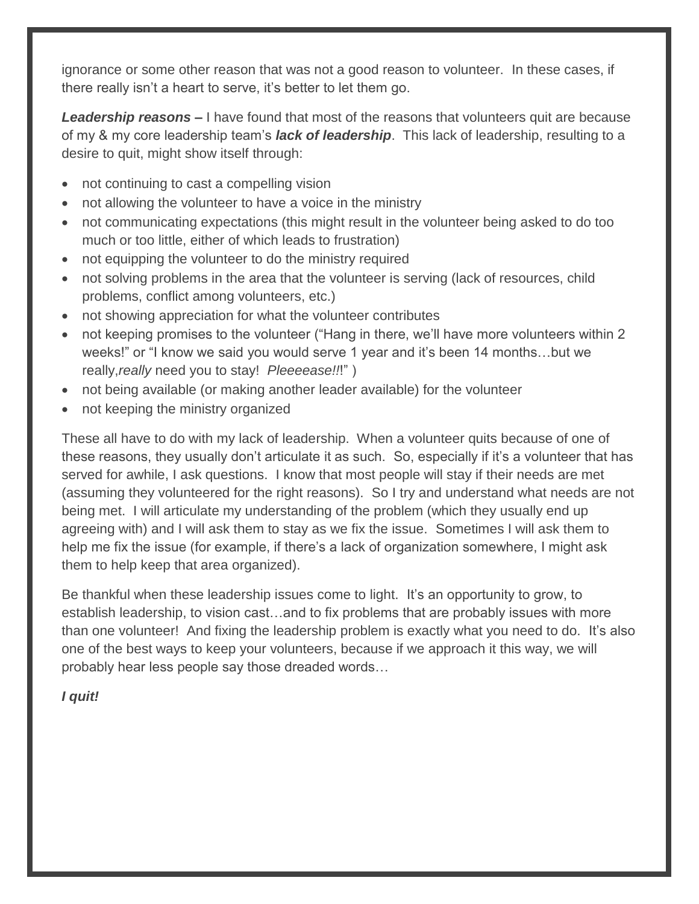ignorance or some other reason that was not a good reason to volunteer. In these cases, if there really isn't a heart to serve, it's better to let them go.

***Leadership reasons* –** I have found that most of the reasons that volunteers quit are because of my & my core leadership team's ***lack of leadership***. This lack of leadership, resulting to a desire to quit, might show itself through:

- not continuing to cast a compelling vision
- not allowing the volunteer to have a voice in the ministry
- not communicating expectations (this might result in the volunteer being asked to do too much or too little, either of which leads to frustration)
- not equipping the volunteer to do the ministry required
- not solving problems in the area that the volunteer is serving (lack of resources, child problems, conflict among volunteers, etc.)
- not showing appreciation for what the volunteer contributes
- not keeping promises to the volunteer ("Hang in there, we'll have more volunteers within 2 weeks!" or "I know we said you would serve 1 year and it's been 14 months…but we really,*really* need you to stay! *Pleeeease!!*!" )
- not being available (or making another leader available) for the volunteer
- not keeping the ministry organized

These all have to do with my lack of leadership. When a volunteer quits because of one of these reasons, they usually don't articulate it as such. So, especially if it's a volunteer that has served for awhile, I ask questions. I know that most people will stay if their needs are met (assuming they volunteered for the right reasons). So I try and understand what needs are not being met. I will articulate my understanding of the problem (which they usually end up agreeing with) and I will ask them to stay as we fix the issue. Sometimes I will ask them to help me fix the issue (for example, if there's a lack of organization somewhere, I might ask them to help keep that area organized).

Be thankful when these leadership issues come to light. It's an opportunity to grow, to establish leadership, to vision cast…and to fix problems that are probably issues with more than one volunteer! And fixing the leadership problem is exactly what you need to do. It's also one of the best ways to keep your volunteers, because if we approach it this way, we will probably hear less people say those dreaded words…

***I quit!***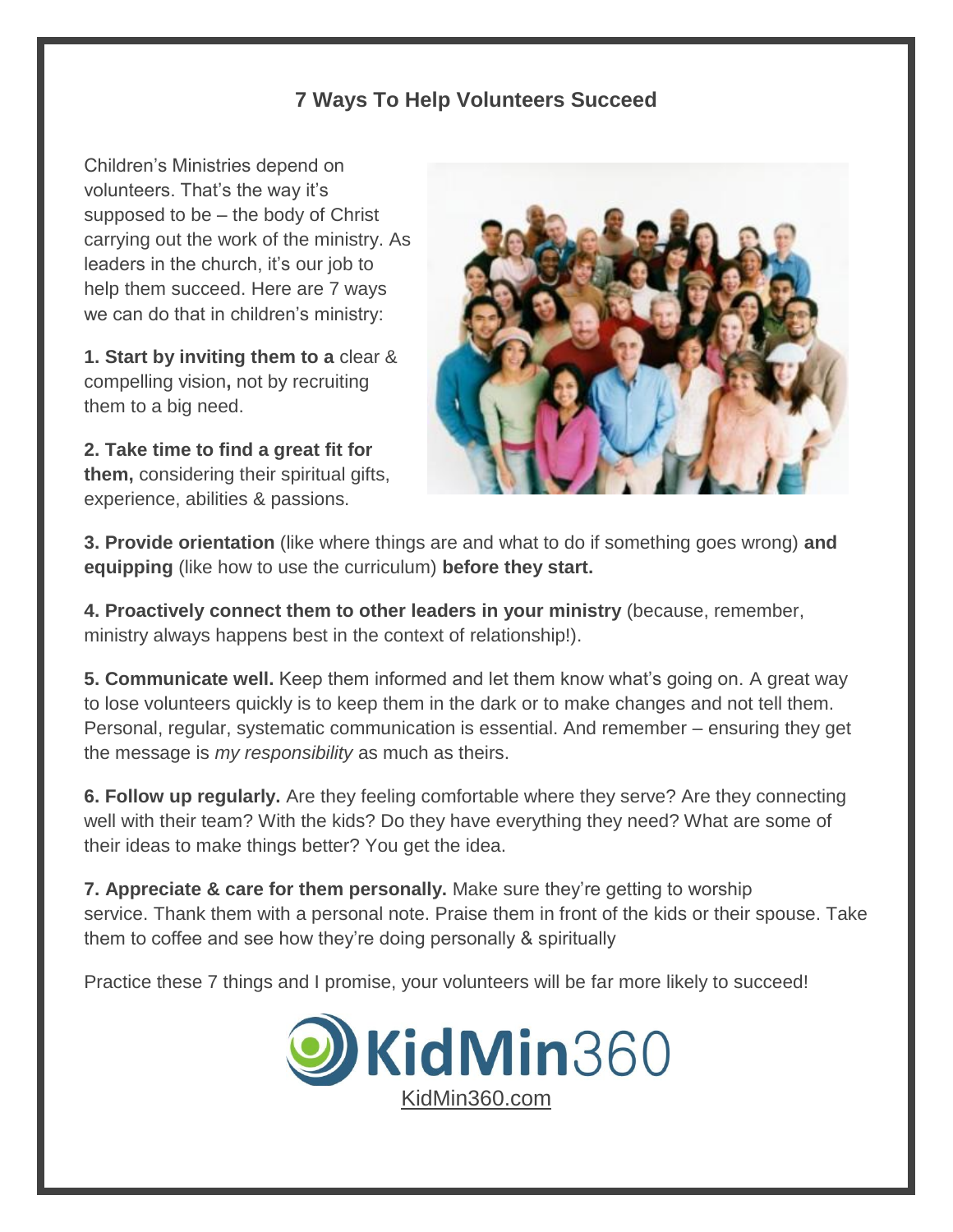## 7 Ways To Help Volunteers Succeed

Children's Ministries depend on volunteers. That's the way it's supposed to be – the body of Christ carrying out the work of the ministry. As leaders in the church, it's our job to help them succeed. Here are 7 ways we can do that in children's ministry:

**1. Start by inviting them to a** clear & compelling vision**,** not by recruiting them to a big need.

**2. Take time to find a great fit for them,** considering their spiritual gifts, experience, abilities & passions.

**3. Provide orientation** (like where things are and what to do if something goes wrong) **and equipping** (like how to use the curriculum) **before they start.**

**4. Proactively connect them to other leaders in your ministry** (because, remember, ministry always happens best in the context of relationship!).

**5. Communicate well.** Keep them informed and let them know what's going on. A great way to lose volunteers quickly is to keep them in the dark or to make changes and not tell them. Personal, regular, systematic communication is essential. And remember – ensuring they get the message is *my responsibility* as much as theirs.

**6. Follow up regularly.** Are they feeling comfortable where they serve? Are they connecting well with their team? With the kids? Do they have everything they need? What are some of their ideas to make things better? You get the idea.

**7. Appreciate & care for them personally.** Make sure they're getting to worship service. Thank them with a personal note. Praise them in front of the kids or their spouse. Take them to coffee and see how they're doing personally & spiritually

Practice these 7 things and I promise, your volunteers will be far more likely to succeed!

KidMin360

KidMin360.com